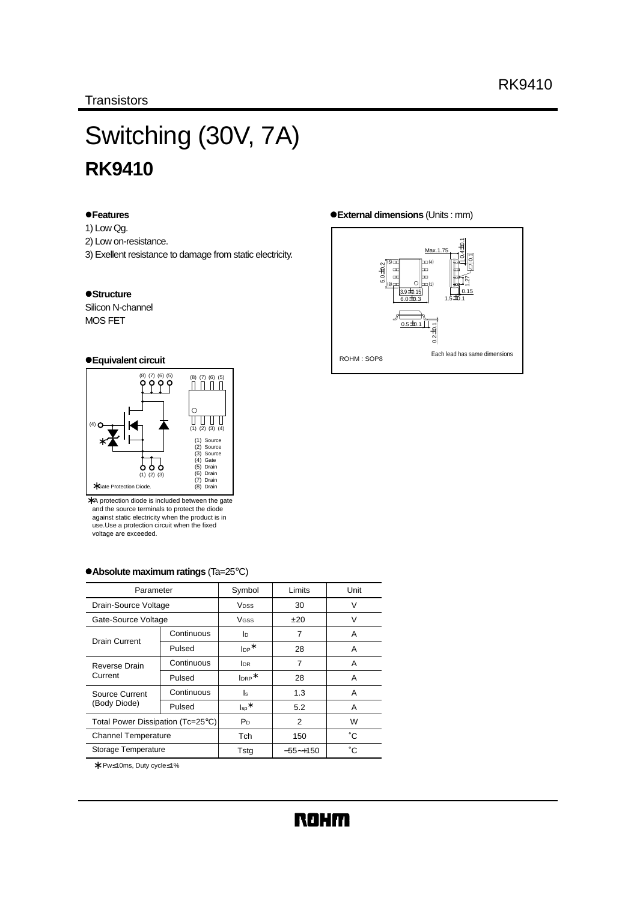Transistors

# Switching (30V, 7A)
## RK9410

### ●Features
1) Low Qg.
2) Low on-resistance.
3) Exellent resistance to damage from static electricity.

### ●Structure
Silicon N-channel
MOS FET

### ●External dimensions (Units : mm)

ROHM : SOP8

Each lead has same dimensions

### ●Equivalent circuit

(1) Source
(2) Source
(3) Source
(4) Gate
(5) Drain
(6) Drain
(7) Drain
(8) Drain

∗Gate Protection Diode.

∗A protection diode is included between the gate and the source terminals to protect the diode against static electricity when the product is in use.Use a protection circuit when the fixed voltage are exceeded.

### ●Absolute maximum ratings (Ta=25°C)

| Parameter | | Symbol | Limits | Unit |
|---|---|---|---|---|
| Drain-Source Voltage | | $V_{DSS}$ | 30 | V |
| Gate-Source Voltage | | $V_{GSS}$ | ±20 | V |
| Drain Current | Continuous | $I_D$ | 7 | A |
| | Pulsed | $I_{DP}$∗ | 28 | A |
| Reverse Drain Current | Continuous | $I_{DR}$ | 7 | A |
| | Pulsed | $I_{DRP}$∗ | 28 | A |
| Source Current (Body Diode) | Continuous | $I_s$ | 1.3 | A |
| | Pulsed | $I_{sp}$∗ | 5.2 | A |
| Total Power Dissipation (Tc=25°C) | | $P_D$ | 2 | W |
| Channel Temperature | | Tch | 150 | °C |
| Storage Temperature | | Tstg | −55~+150 | °C |

∗Pw≤10ms, Duty cycle≤1%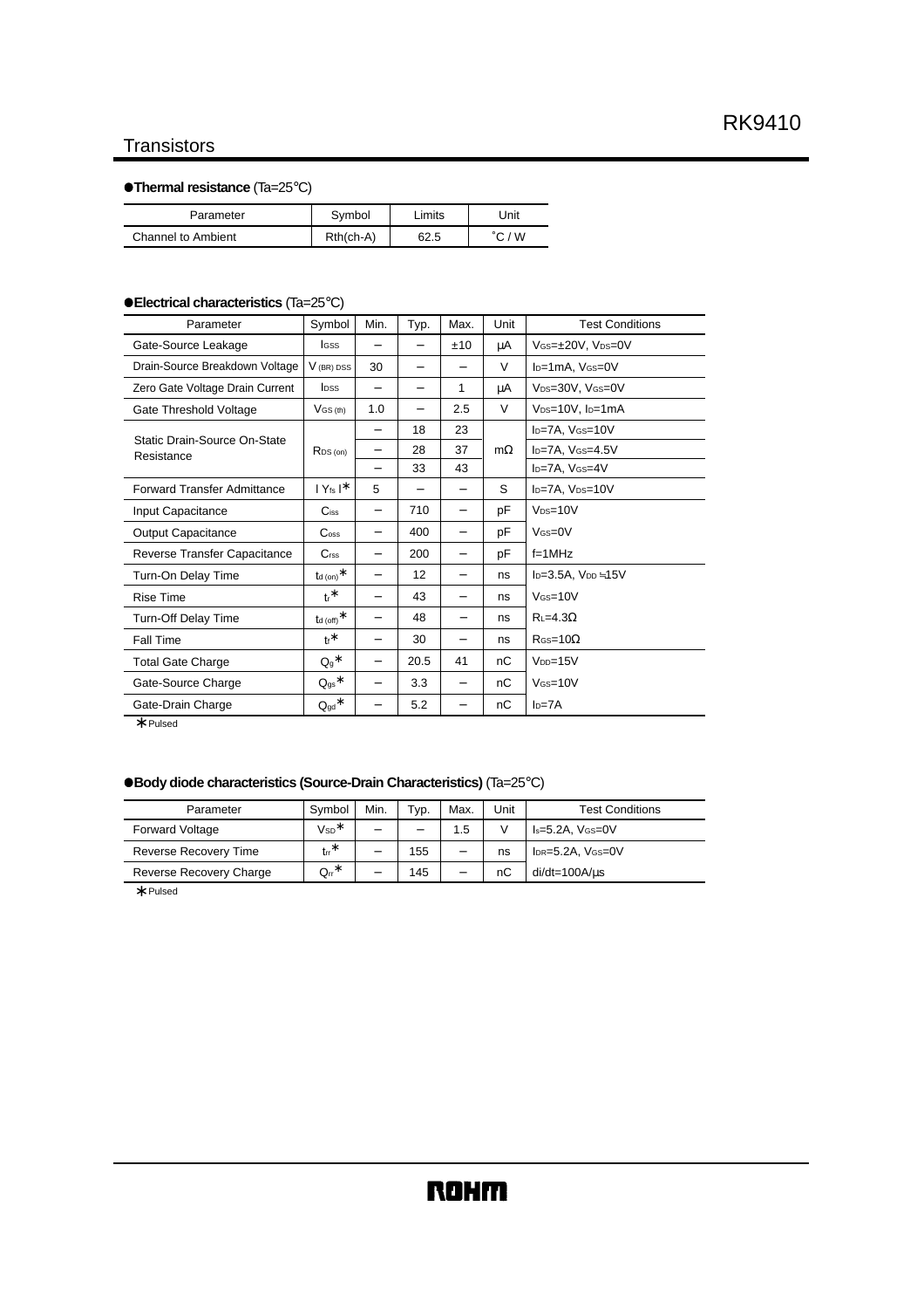## ●Thermal resistance (Ta=25°C)

| Parameter | Symbol | Limits | Unit |
|---|---|---|---|
| Channel to Ambient | Rth(ch-A) | 62.5 | °C / W |

## ●Electrical characteristics (Ta=25°C)

| Parameter | Symbol | Min. | Typ. | Max. | Unit | Test Conditions |
|---|---|---|---|---|---|---|
| Gate-Source Leakage | $I_{GSS}$ | − | − | ±10 | μA | $V_{GS}$=±20V, $V_{DS}$=0V |
| Drain-Source Breakdown Voltage | $V_{(BR)DSS}$ | 30 | − | − | V | $I_D$=1mA, $V_{GS}$=0V |
| Zero Gate Voltage Drain Current | $I_{DSS}$ | − | − | 1 | μA | $V_{DS}$=30V, $V_{GS}$=0V |
| Gate Threshold Voltage | $V_{GS(th)}$ | 1.0 | − | 2.5 | V | $V_{DS}$=10V, $I_D$=1mA |
| Static Drain-Source On-State Resistance | $R_{DS(on)}$ | − | 18 | 23 | mΩ | $I_D$=7A, $V_{GS}$=10V |
| | | − | 28 | 37 | | $I_D$=7A, $V_{GS}$=4.5V |
| | | − | 33 | 43 | | $I_D$=7A, $V_{GS}$=4V |
| Forward Transfer Admittance | $\mid Y_{fs} \mid$* | 5 | − | − | S | $I_D$=7A, $V_{DS}$=10V |
| Input Capacitance | $C_{iss}$ | − | 710 | − | pF | $V_{DS}$=10V |
| Output Capacitance | $C_{oss}$ | − | 400 | − | pF | $V_{GS}$=0V |
| Reverse Transfer Capacitance | $C_{rss}$ | − | 200 | − | pF | f=1MHz |
| Turn-On Delay Time | $t_{d(on)}$* | − | 12 | − | ns | $I_D$=3.5A, $V_{DD}$≒15V |
| Rise Time | $t_r$* | − | 43 | − | ns | $V_{GS}$=10V |
| Turn-Off Delay Time | $t_{d(off)}$* | − | 48 | − | ns | $R_L$=4.3Ω |
| Fall Time | $t_f$* | − | 30 | − | ns | $R_{GS}$=10Ω |
| Total Gate Charge | $Q_g$* | − | 20.5 | 41 | nC | $V_{DD}$=15V |
| Gate-Source Charge | $Q_{gs}$* | − | 3.3 | − | nC | $V_{GS}$=10V |
| Gate-Drain Charge | $Q_{gd}$* | − | 5.2 | − | nC | $I_D$=7A |

*Pulsed

## ●Body diode characteristics (Source-Drain Characteristics) (Ta=25°C)

| Parameter | Symbol | Min. | Typ. | Max. | Unit | Test Conditions |
|---|---|---|---|---|---|---|
| Forward Voltage | $V_{SD}$* | − | − | 1.5 | V | $I_s$=5.2A, $V_{GS}$=0V |
| Reverse Recovery Time | $t_{rr}$* | − | 155 | − | ns | $I_{DR}$=5.2A, $V_{GS}$=0V |
| Reverse Recovery Charge | $Q_{rr}$* | − | 145 | − | nC | di/dt=100A/μs |

*Pulsed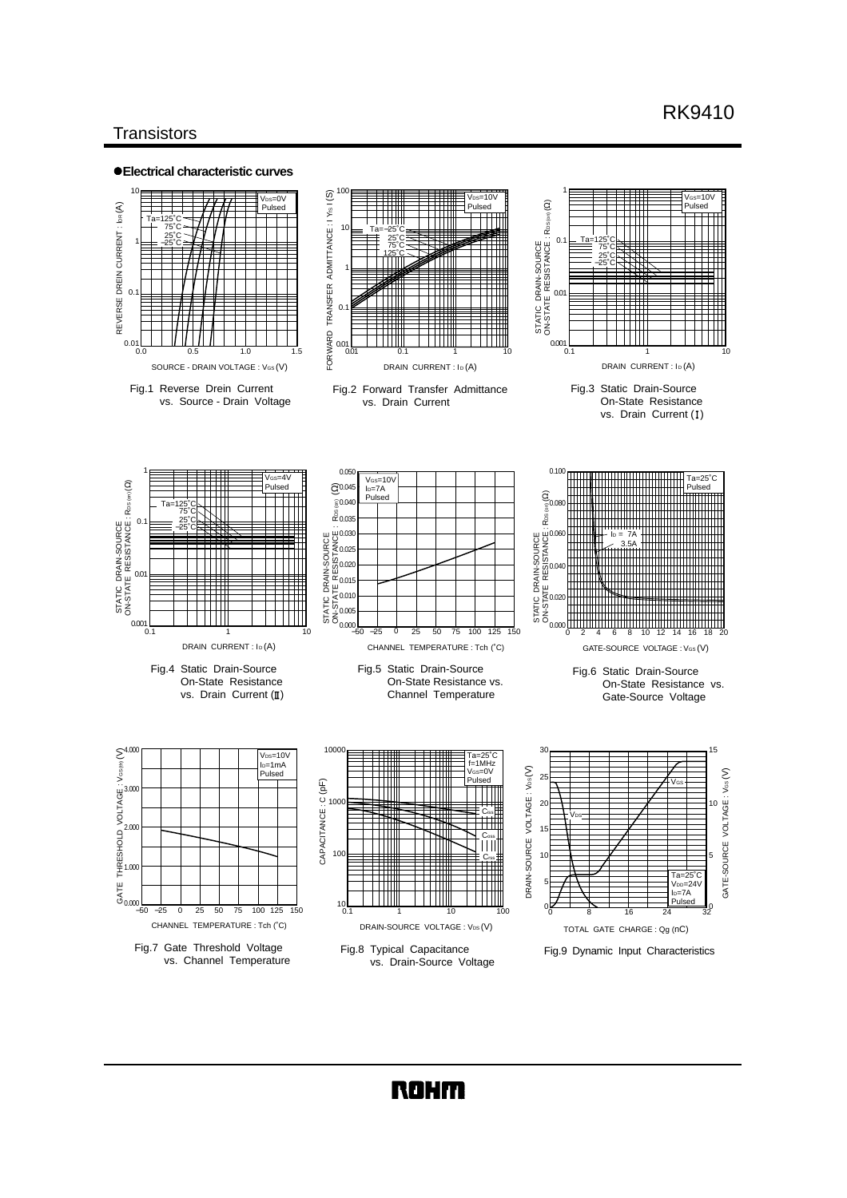## ●Electrical characteristic curves

Fig.1 Reverse Drein Current vs. Source - Drain Voltage

Fig.2 Forward Transfer Admittance vs. Drain Current

Fig.3 Static Drain-Source On-State Resistance vs. Drain Current (Ⅰ)

Fig.4 Static Drain-Source On-State Resistance vs. Drain Current (Ⅱ)

Fig.5 Static Drain-Source On-State Resistance vs. Channel Temperature

Fig.6 Static Drain-Source On-State Resistance vs. Gate-Source Voltage

Fig.7 Gate Threshold Voltage vs. Channel Temperature

Fig.8 Typical Capacitance vs. Drain-Source Voltage

Fig.9 Dynamic Input Characteristics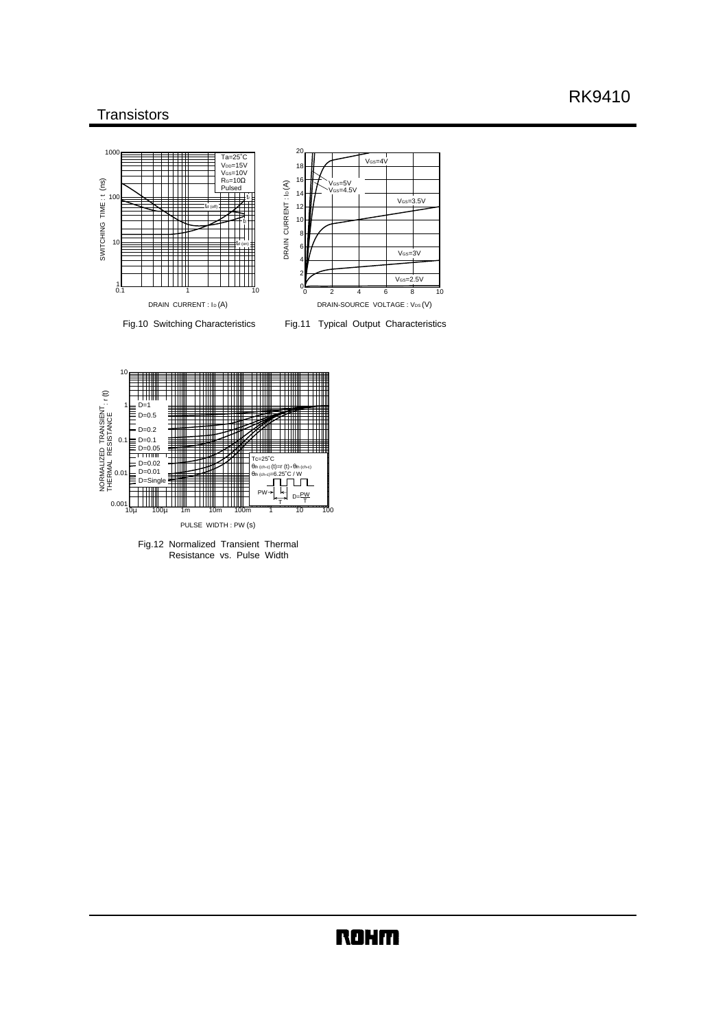Ta=25°C
$V_{DD}$=15V
$V_{GS}$=10V
$R_G$=10Ω
Pulsed

1000
100
10
1
0.1
1
10

SWITCHING TIME : t (ns)

DRAIN CURRENT : $I_D$ (A)

$t_f$
$t_{d\,(off)}$
$t_r$
$t_{d\,(on)}$

Fig.10 Switching Characteristics

20
18
16
14
12
10
8
6
4
2
0
0
2
4
6
8
10

DRAIN CURRENT : $I_D$ (A)

DRAIN-SOURCE VOLTAGE : $V_{DS}$ (V)

$V_{GS}$=4V
$V_{GS}$=5V
$V_{GS}$=4.5V
$V_{GS}$=3.5V
$V_{GS}$=3V
$V_{GS}$=2.5V

Fig.11 Typical Output Characteristics

10
1
0.1
0.01
0.001
10µ
100µ
1m
10m
100m
1
10
100

NORMALIZED TRANSIENT THERMAL RESISTANCE : r (t)

PULSE WIDTH : PW (s)

D=1
D=0.5
D=0.2
D=0.1
D=0.05
D=0.02
D=0.01
D=Single

Tc=25°C
$\theta_{th\,(ch\text{-}c)}(t)=r(t)\cdot\theta_{th\,(ch\text{-}c)}$
$\theta_{th\,(ch\text{-}c)}$=6.25°C / W

PW
T
$D=\frac{PW}{T}$

Fig.12 Normalized Transient Thermal Resistance vs. Pulse Width